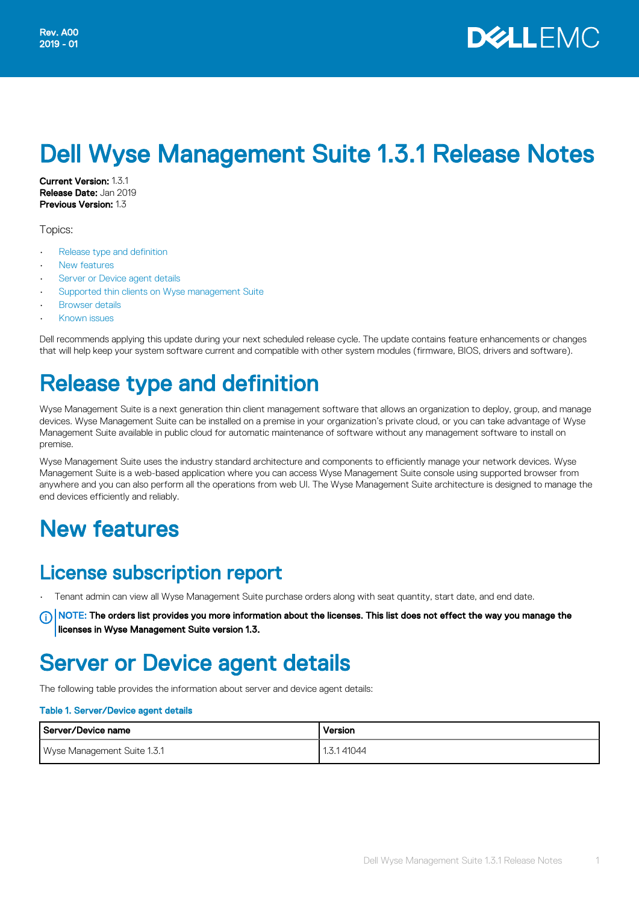Rev. A00
2019 - 01

# Dell Wyse Management Suite 1.3.1 Release Notes

**Current Version:** 1.3.1
**Release Date:** Jan 2019
**Previous Version:** 1.3

Topics:

- Release type and definition
- New features
- Server or Device agent details
- Supported thin clients on Wyse management Suite
- Browser details
- Known issues

Dell recommends applying this update during your next scheduled release cycle. The update contains feature enhancements or changes that will help keep your system software current and compatible with other system modules (firmware, BIOS, drivers and software).

# Release type and definition

Wyse Management Suite is a next generation thin client management software that allows an organization to deploy, group, and manage devices. Wyse Management Suite can be installed on a premise in your organization's private cloud, or you can take advantage of Wyse Management Suite available in public cloud for automatic maintenance of software without any management software to install on premise.

Wyse Management Suite uses the industry standard architecture and components to efficiently manage your network devices. Wyse Management Suite is a web-based application where you can access Wyse Management Suite console using supported browser from anywhere and you can also perform all the operations from web UI. The Wyse Management Suite architecture is designed to manage the end devices efficiently and reliably.

# New features

## License subscription report

- Tenant admin can view all Wyse Management Suite purchase orders along with seat quantity, start date, and end date.

**NOTE: The orders list provides you more information about the licenses. This list does not effect the way you manage the licenses in Wyse Management Suite version 1.3.**

# Server or Device agent details

The following table provides the information about server and device agent details:

**Table 1. Server/Device agent details**

| Server/Device name | Version |
|---|---|
| Wyse Management Suite 1.3.1 | 1.3.1 41044 |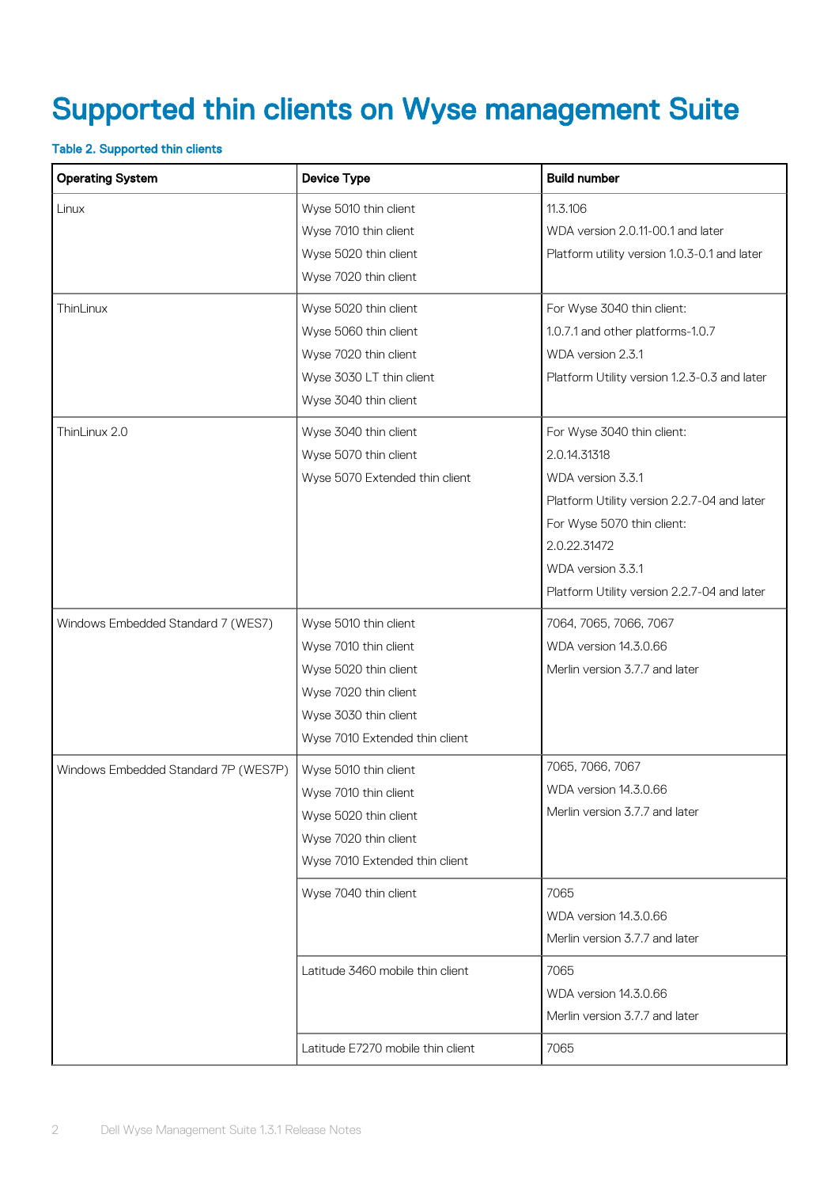# Supported thin clients on Wyse management Suite

**Table 2. Supported thin clients**

| Operating System | Device Type | Build number |
|---|---|---|
| Linux | Wyse 5010 thin client<br>Wyse 7010 thin client<br>Wyse 5020 thin client<br>Wyse 7020 thin client | 11.3.106<br>WDA version 2.0.11-00.1 and later<br>Platform utility version 1.0.3-0.1 and later |
| ThinLinux | Wyse 5020 thin client<br>Wyse 5060 thin client<br>Wyse 7020 thin client<br>Wyse 3030 LT thin client<br>Wyse 3040 thin client | For Wyse 3040 thin client:<br>1.0.7.1 and other platforms-1.0.7<br>WDA version 2.3.1<br>Platform Utility version 1.2.3-0.3 and later |
| ThinLinux 2.0 | Wyse 3040 thin client<br>Wyse 5070 thin client<br>Wyse 5070 Extended thin client | For Wyse 3040 thin client:<br>2.0.14.31318<br>WDA version 3.3.1<br>Platform Utility version 2.2.7-04 and later<br>For Wyse 5070 thin client:<br>2.0.22.31472<br>WDA version 3.3.1<br>Platform Utility version 2.2.7-04 and later |
| Windows Embedded Standard 7 (WES7) | Wyse 5010 thin client<br>Wyse 7010 thin client<br>Wyse 5020 thin client<br>Wyse 7020 thin client<br>Wyse 3030 thin client<br>Wyse 7010 Extended thin client | 7064, 7065, 7066, 7067<br>WDA version 14.3.0.66<br>Merlin version 3.7.7 and later |
| Windows Embedded Standard 7P (WES7P) | Wyse 5010 thin client<br>Wyse 7010 thin client<br>Wyse 5020 thin client<br>Wyse 7020 thin client<br>Wyse 7010 Extended thin client | 7065, 7066, 7067<br>WDA version 14.3.0.66<br>Merlin version 3.7.7 and later |
| | Wyse 7040 thin client | 7065<br>WDA version 14.3.0.66<br>Merlin version 3.7.7 and later |
| | Latitude 3460 mobile thin client | 7065<br>WDA version 14.3.0.66<br>Merlin version 3.7.7 and later |
| | Latitude E7270 mobile thin client | 7065 |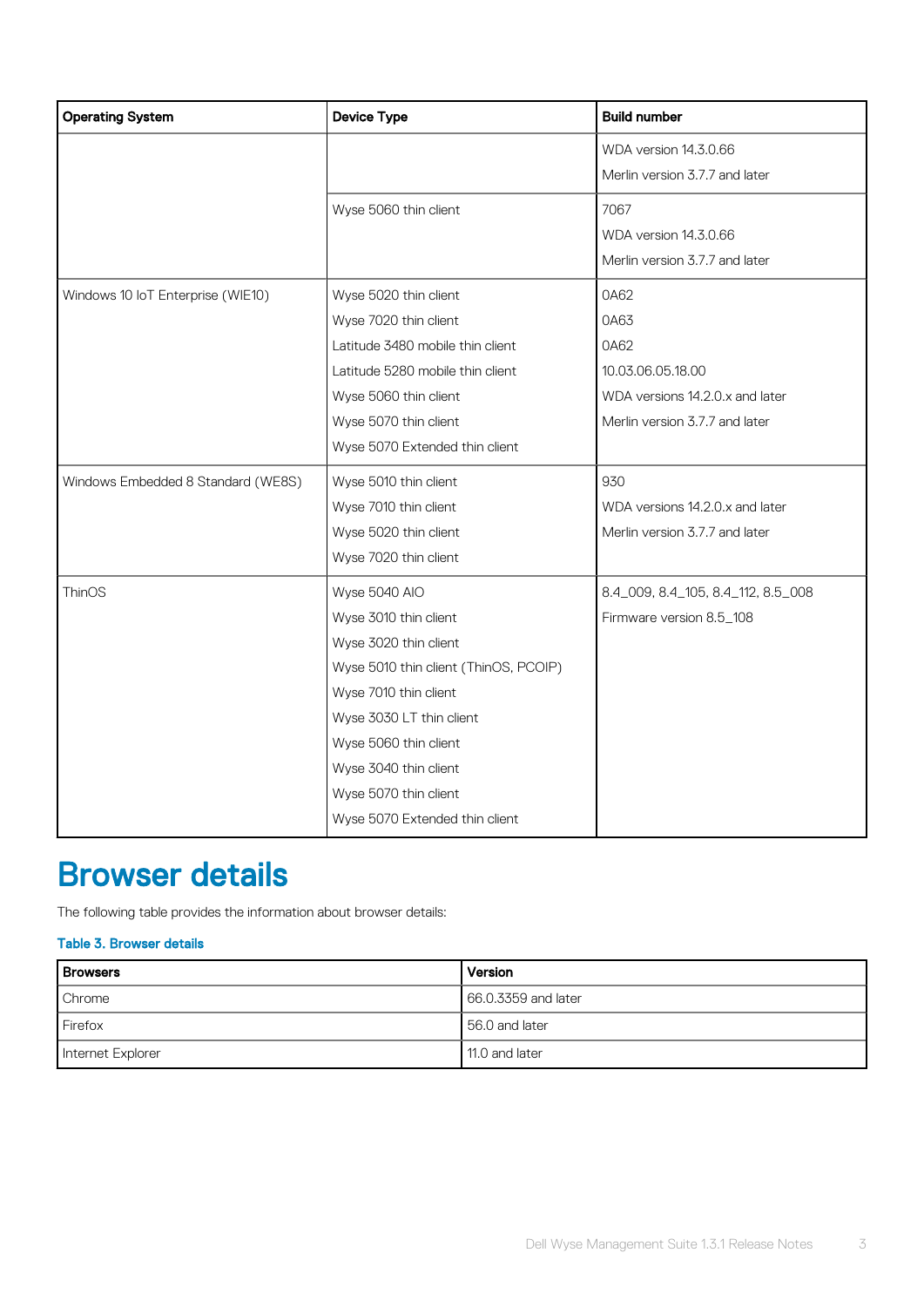| Operating System | Device Type | Build number |
|---|---|---|
| | | WDA version 14.3.0.66<br>Merlin version 3.7.7 and later |
| | Wyse 5060 thin client | 7067<br>WDA version 14.3.0.66<br>Merlin version 3.7.7 and later |
| Windows 10 IoT Enterprise (WIE10) | Wyse 5020 thin client<br>Wyse 7020 thin client<br>Latitude 3480 mobile thin client<br>Latitude 5280 mobile thin client<br>Wyse 5060 thin client<br>Wyse 5070 thin client<br>Wyse 5070 Extended thin client | 0A62<br>0A63<br>0A62<br>10.03.06.05.18.00<br>WDA versions 14.2.0.x and later<br>Merlin version 3.7.7 and later |
| Windows Embedded 8 Standard (WE8S) | Wyse 5010 thin client<br>Wyse 7010 thin client<br>Wyse 5020 thin client<br>Wyse 7020 thin client | 930<br>WDA versions 14.2.0.x and later<br>Merlin version 3.7.7 and later |
| ThinOS | Wyse 5040 AIO<br>Wyse 3010 thin client<br>Wyse 3020 thin client<br>Wyse 5010 thin client (ThinOS, PCOIP)<br>Wyse 7010 thin client<br>Wyse 3030 LT thin client<br>Wyse 5060 thin client<br>Wyse 3040 thin client<br>Wyse 5070 thin client<br>Wyse 5070 Extended thin client | 8.4_009, 8.4_105, 8.4_112, 8.5_008<br>Firmware version 8.5_108 |

# Browser details

The following table provides the information about browser details:

**Table 3. Browser details**

| Browsers | Version |
|---|---|
| Chrome | 66.0.3359 and later |
| Firefox | 56.0 and later |
| Internet Explorer | 11.0 and later |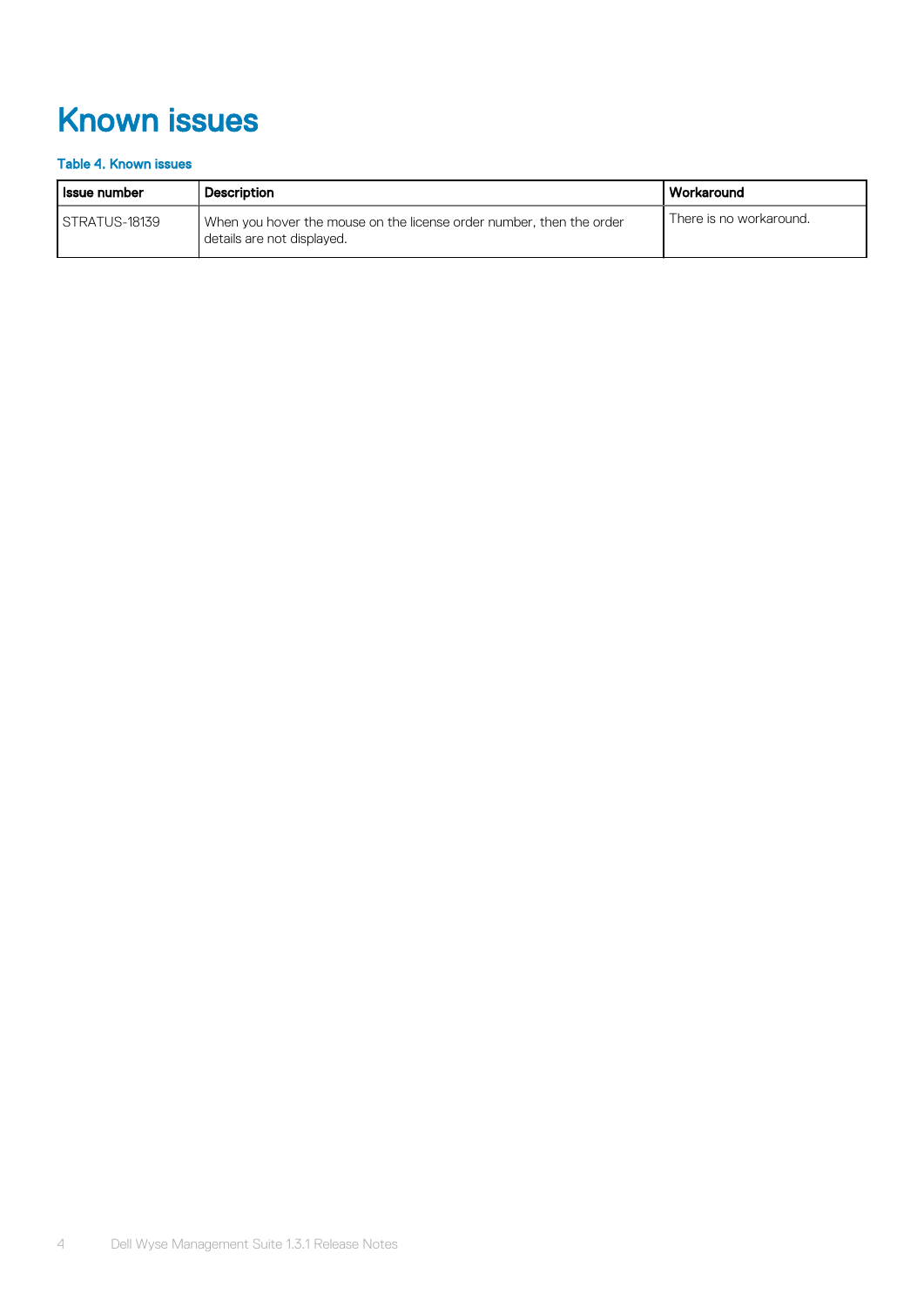# Known issues

**Table 4. Known issues**

| Issue number | Description | Workaround |
|---|---|---|
| STRATUS-18139 | When you hover the mouse on the license order number, then the order details are not displayed. | There is no workaround. |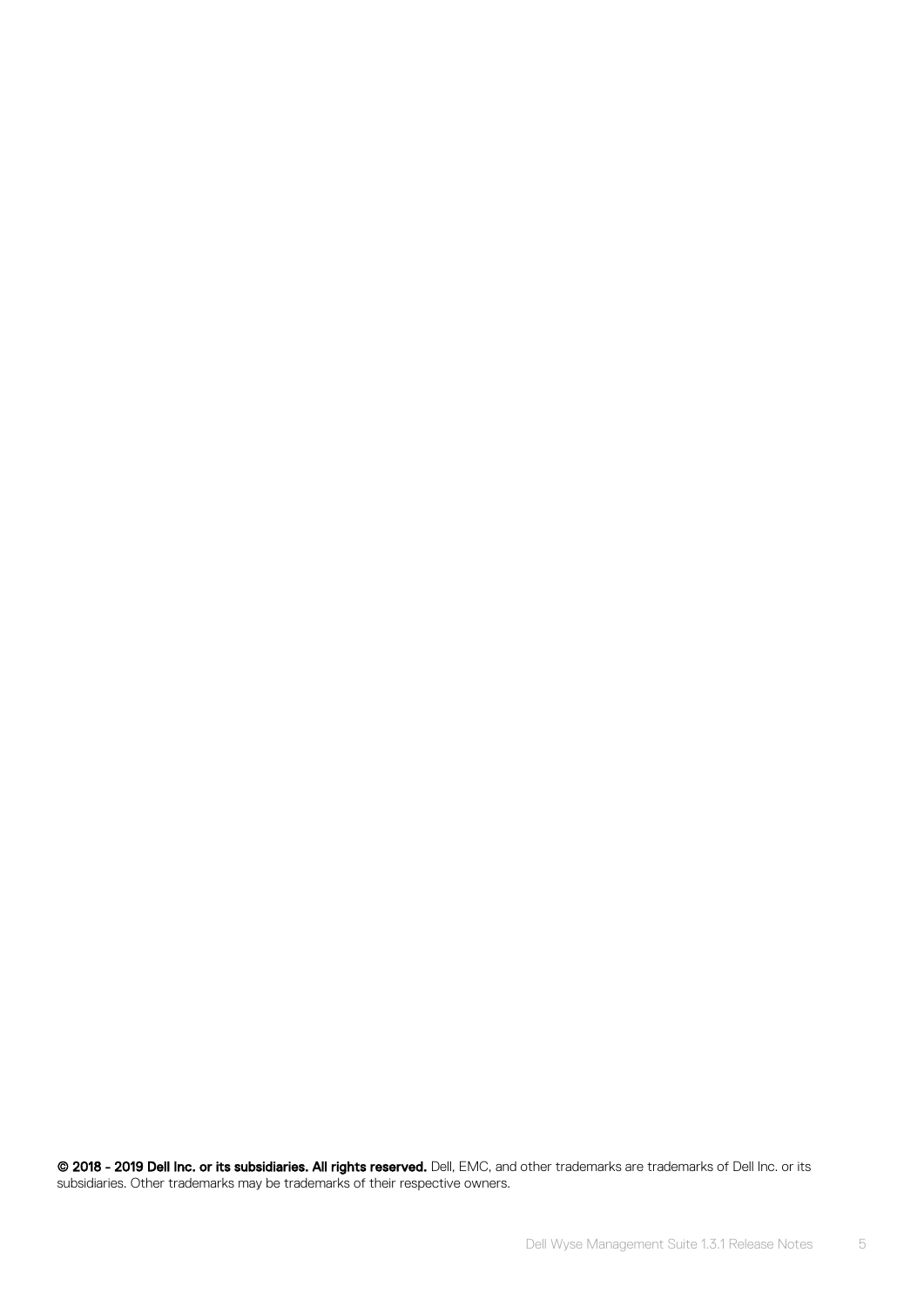**© 2018 - 2019 Dell Inc. or its subsidiaries. All rights reserved.** Dell, EMC, and other trademarks are trademarks of Dell Inc. or its subsidiaries. Other trademarks may be trademarks of their respective owners.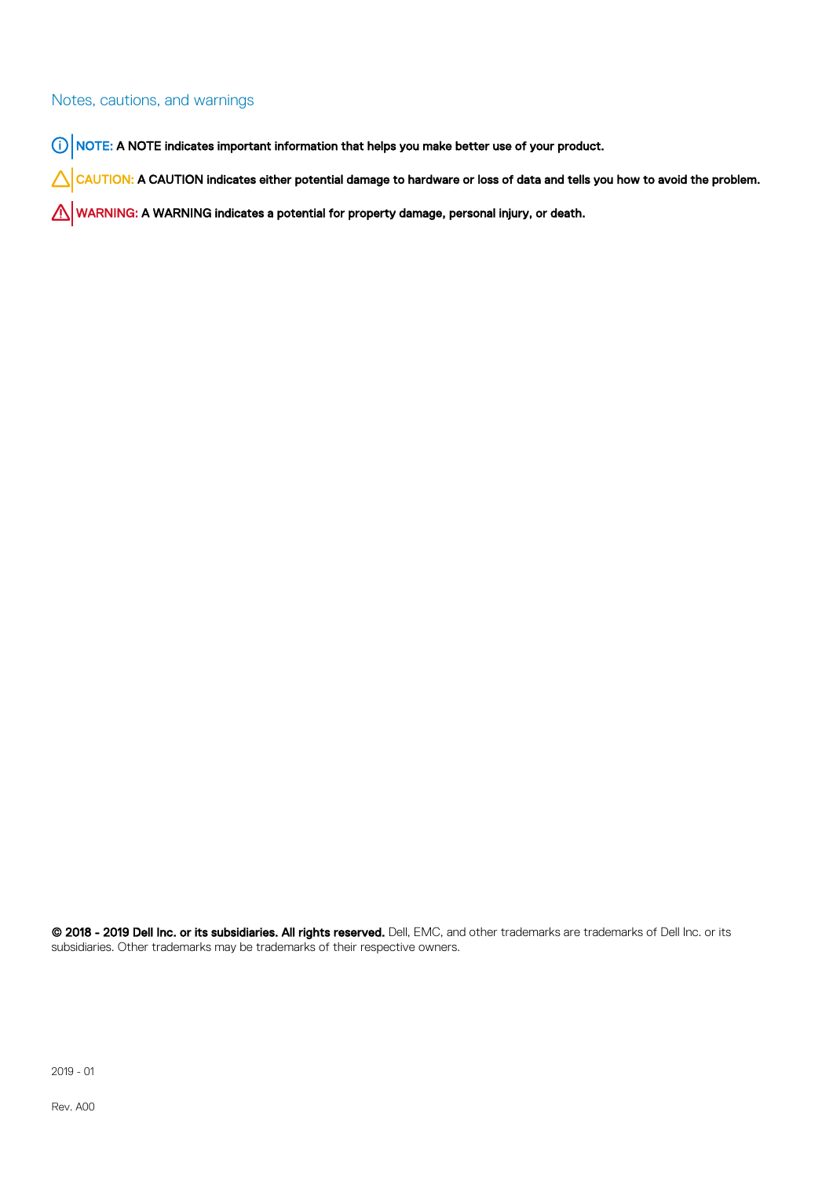## Notes, cautions, and warnings

**NOTE: A NOTE indicates important information that helps you make better use of your product.**

**CAUTION: A CAUTION indicates either potential damage to hardware or loss of data and tells you how to avoid the problem.**

**WARNING: A WARNING indicates a potential for property damage, personal injury, or death.**

**© 2018 - 2019 Dell Inc. or its subsidiaries. All rights reserved.** Dell, EMC, and other trademarks are trademarks of Dell Inc. or its subsidiaries. Other trademarks may be trademarks of their respective owners.

2019 - 01

Rev. A00